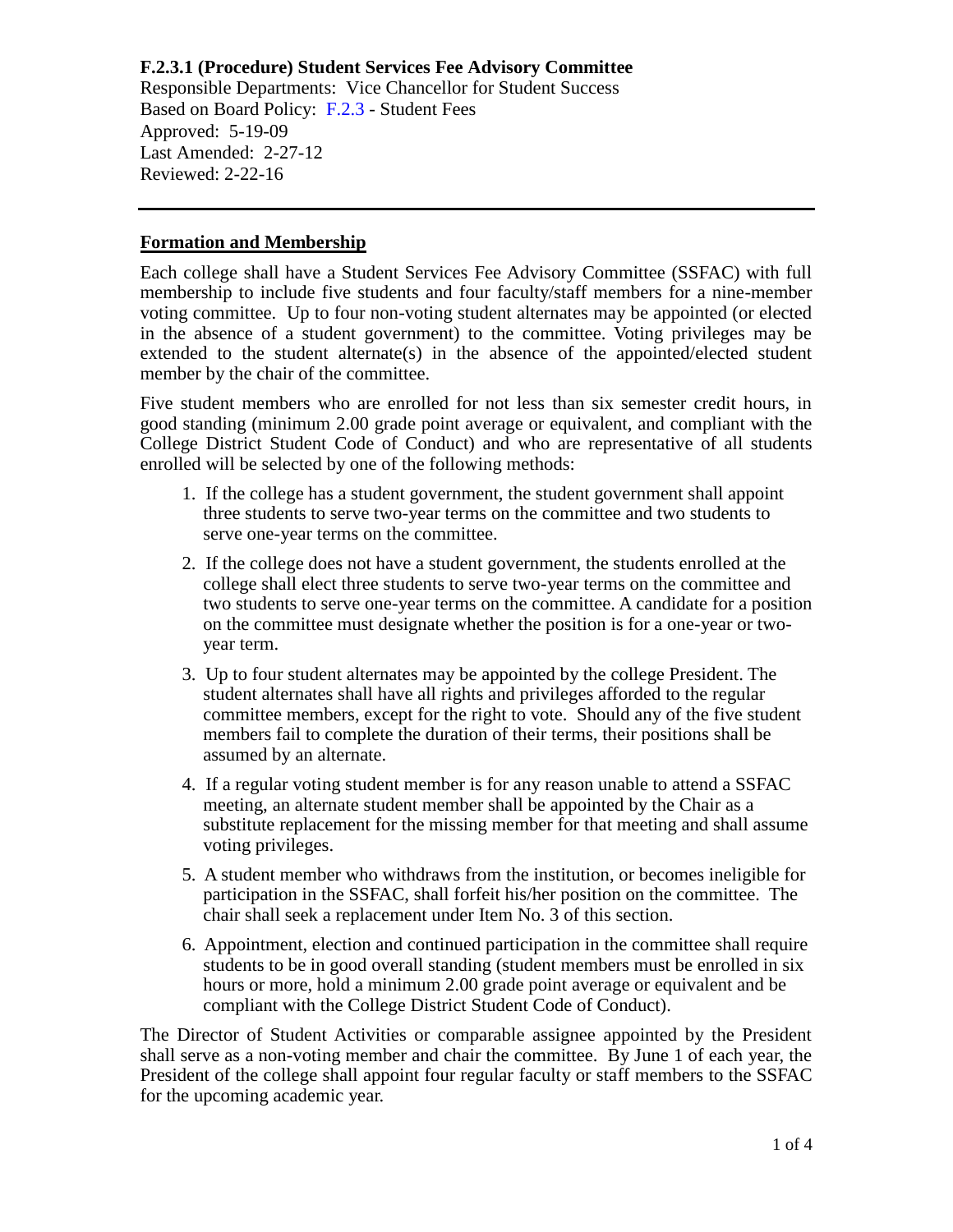**F.2.3.1 (Procedure) Student Services Fee Advisory Committee**
Responsible Departments: Vice Chancellor for Student Success
Based on Board Policy: F.2.3 - Student Fees
Approved: 5-19-09
Last Amended: 2-27-12
Reviewed: 2-22-16

---

## Formation and Membership

Each college shall have a Student Services Fee Advisory Committee (SSFAC) with full membership to include five students and four faculty/staff members for a nine-member voting committee. Up to four non-voting student alternates may be appointed (or elected in the absence of a student government) to the committee. Voting privileges may be extended to the student alternate(s) in the absence of the appointed/elected student member by the chair of the committee.

Five student members who are enrolled for not less than six semester credit hours, in good standing (minimum 2.00 grade point average or equivalent, and compliant with the College District Student Code of Conduct) and who are representative of all students enrolled will be selected by one of the following methods:

1. If the college has a student government, the student government shall appoint three students to serve two-year terms on the committee and two students to serve one-year terms on the committee.
2. If the college does not have a student government, the students enrolled at the college shall elect three students to serve two-year terms on the committee and two students to serve one-year terms on the committee. A candidate for a position on the committee must designate whether the position is for a one-year or two-year term.
3. Up to four student alternates may be appointed by the college President. The student alternates shall have all rights and privileges afforded to the regular committee members, except for the right to vote. Should any of the five student members fail to complete the duration of their terms, their positions shall be assumed by an alternate.
4. If a regular voting student member is for any reason unable to attend a SSFAC meeting, an alternate student member shall be appointed by the Chair as a substitute replacement for the missing member for that meeting and shall assume voting privileges.
5. A student member who withdraws from the institution, or becomes ineligible for participation in the SSFAC, shall forfeit his/her position on the committee. The chair shall seek a replacement under Item No. 3 of this section.
6. Appointment, election and continued participation in the committee shall require students to be in good overall standing (student members must be enrolled in six hours or more, hold a minimum 2.00 grade point average or equivalent and be compliant with the College District Student Code of Conduct).

The Director of Student Activities or comparable assignee appointed by the President shall serve as a non-voting member and chair the committee. By June 1 of each year, the President of the college shall appoint four regular faculty or staff members to the SSFAC for the upcoming academic year.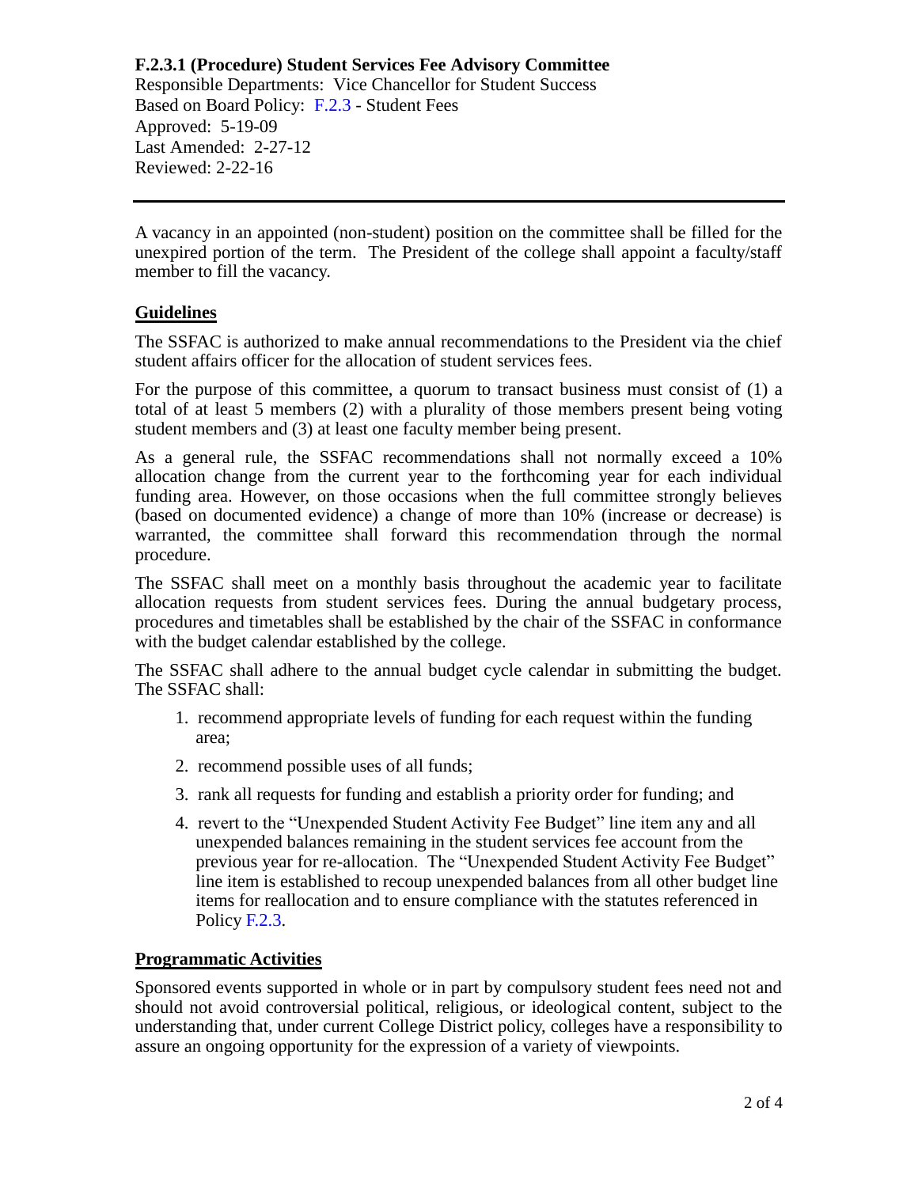**F.2.3.1 (Procedure) Student Services Fee Advisory Committee**
Responsible Departments: Vice Chancellor for Student Success
Based on Board Policy: F.2.3 - Student Fees
Approved: 5-19-09
Last Amended: 2-27-12
Reviewed: 2-22-16

---

A vacancy in an appointed (non-student) position on the committee shall be filled for the unexpired portion of the term. The President of the college shall appoint a faculty/staff member to fill the vacancy.

## Guidelines

The SSFAC is authorized to make annual recommendations to the President via the chief student affairs officer for the allocation of student services fees.

For the purpose of this committee, a quorum to transact business must consist of (1) a total of at least 5 members (2) with a plurality of those members present being voting student members and (3) at least one faculty member being present.

As a general rule, the SSFAC recommendations shall not normally exceed a 10% allocation change from the current year to the forthcoming year for each individual funding area. However, on those occasions when the full committee strongly believes (based on documented evidence) a change of more than 10% (increase or decrease) is warranted, the committee shall forward this recommendation through the normal procedure.

The SSFAC shall meet on a monthly basis throughout the academic year to facilitate allocation requests from student services fees. During the annual budgetary process, procedures and timetables shall be established by the chair of the SSFAC in conformance with the budget calendar established by the college.

The SSFAC shall adhere to the annual budget cycle calendar in submitting the budget. The SSFAC shall:

1. recommend appropriate levels of funding for each request within the funding area;
2. recommend possible uses of all funds;
3. rank all requests for funding and establish a priority order for funding; and
4. revert to the "Unexpended Student Activity Fee Budget" line item any and all unexpended balances remaining in the student services fee account from the previous year for re-allocation. The "Unexpended Student Activity Fee Budget" line item is established to recoup unexpended balances from all other budget line items for reallocation and to ensure compliance with the statutes referenced in Policy F.2.3.

## Programmatic Activities

Sponsored events supported in whole or in part by compulsory student fees need not and should not avoid controversial political, religious, or ideological content, subject to the understanding that, under current College District policy, colleges have a responsibility to assure an ongoing opportunity for the expression of a variety of viewpoints.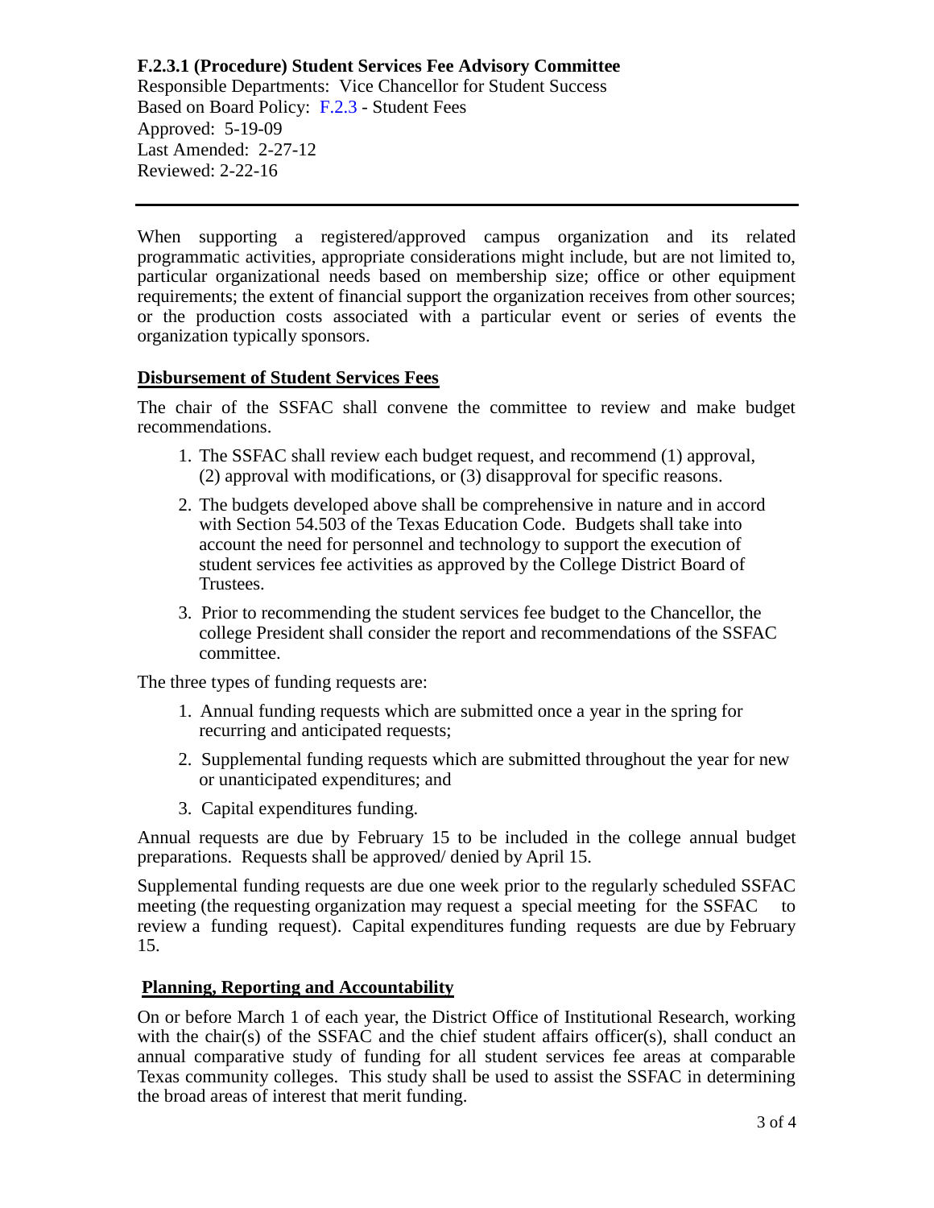**F.2.3.1 (Procedure) Student Services Fee Advisory Committee**
Responsible Departments: Vice Chancellor for Student Success
Based on Board Policy: F.2.3 - Student Fees
Approved: 5-19-09
Last Amended: 2-27-12
Reviewed: 2-22-16

---

When supporting a registered/approved campus organization and its related programmatic activities, appropriate considerations might include, but are not limited to, particular organizational needs based on membership size; office or other equipment requirements; the extent of financial support the organization receives from other sources; or the production costs associated with a particular event or series of events the organization typically sponsors.

## Disbursement of Student Services Fees

The chair of the SSFAC shall convene the committee to review and make budget recommendations.

1. The SSFAC shall review each budget request, and recommend (1) approval, (2) approval with modifications, or (3) disapproval for specific reasons.
2. The budgets developed above shall be comprehensive in nature and in accord with Section 54.503 of the Texas Education Code. Budgets shall take into account the need for personnel and technology to support the execution of student services fee activities as approved by the College District Board of Trustees.
3. Prior to recommending the student services fee budget to the Chancellor, the college President shall consider the report and recommendations of the SSFAC committee.

The three types of funding requests are:

1. Annual funding requests which are submitted once a year in the spring for recurring and anticipated requests;
2. Supplemental funding requests which are submitted throughout the year for new or unanticipated expenditures; and
3. Capital expenditures funding.

Annual requests are due by February 15 to be included in the college annual budget preparations. Requests shall be approved/ denied by April 15.

Supplemental funding requests are due one week prior to the regularly scheduled SSFAC meeting (the requesting organization may request a special meeting for the SSFAC to review a funding request). Capital expenditures funding requests are due by February 15.

## Planning, Reporting and Accountability

On or before March 1 of each year, the District Office of Institutional Research, working with the chair(s) of the SSFAC and the chief student affairs officer(s), shall conduct an annual comparative study of funding for all student services fee areas at comparable Texas community colleges. This study shall be used to assist the SSFAC in determining the broad areas of interest that merit funding.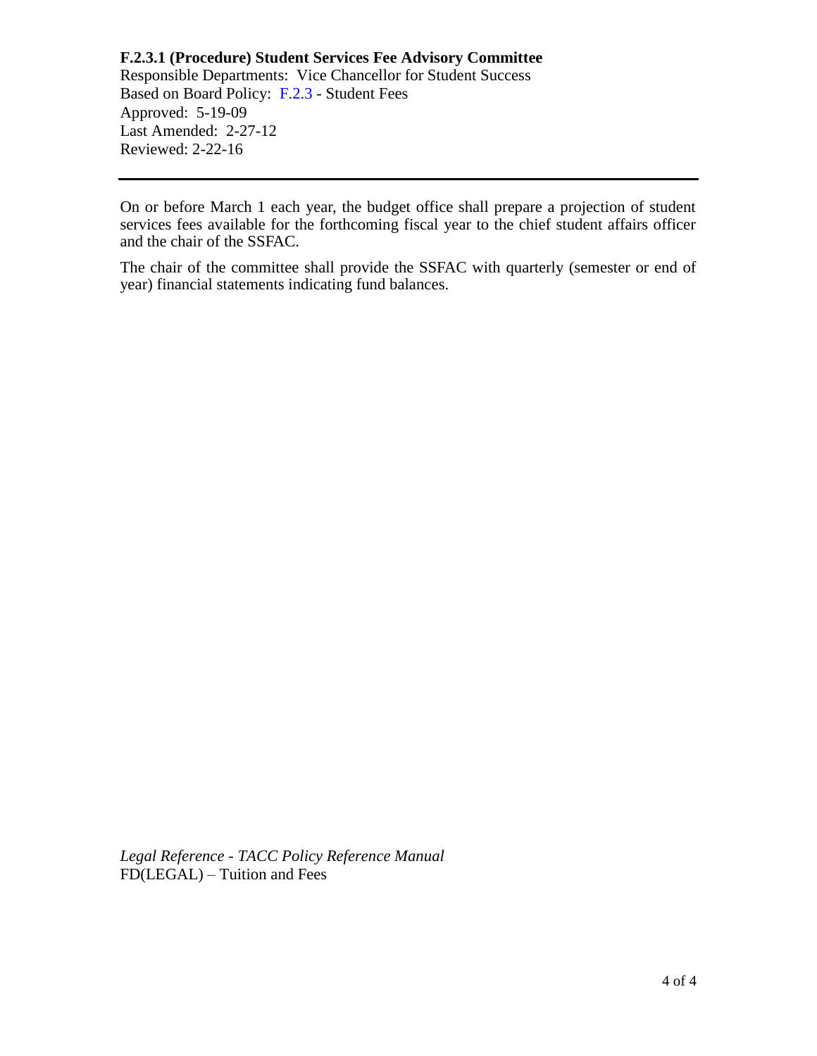**F.2.3.1 (Procedure) Student Services Fee Advisory Committee**
Responsible Departments: Vice Chancellor for Student Success
Based on Board Policy: F.2.3 - Student Fees
Approved: 5-19-09
Last Amended: 2-27-12
Reviewed: 2-22-16

---

On or before March 1 each year, the budget office shall prepare a projection of student services fees available for the forthcoming fiscal year to the chief student affairs officer and the chair of the SSFAC.

The chair of the committee shall provide the SSFAC with quarterly (semester or end of year) financial statements indicating fund balances.

*Legal Reference - TACC Policy Reference Manual*
FD(LEGAL) – Tuition and Fees